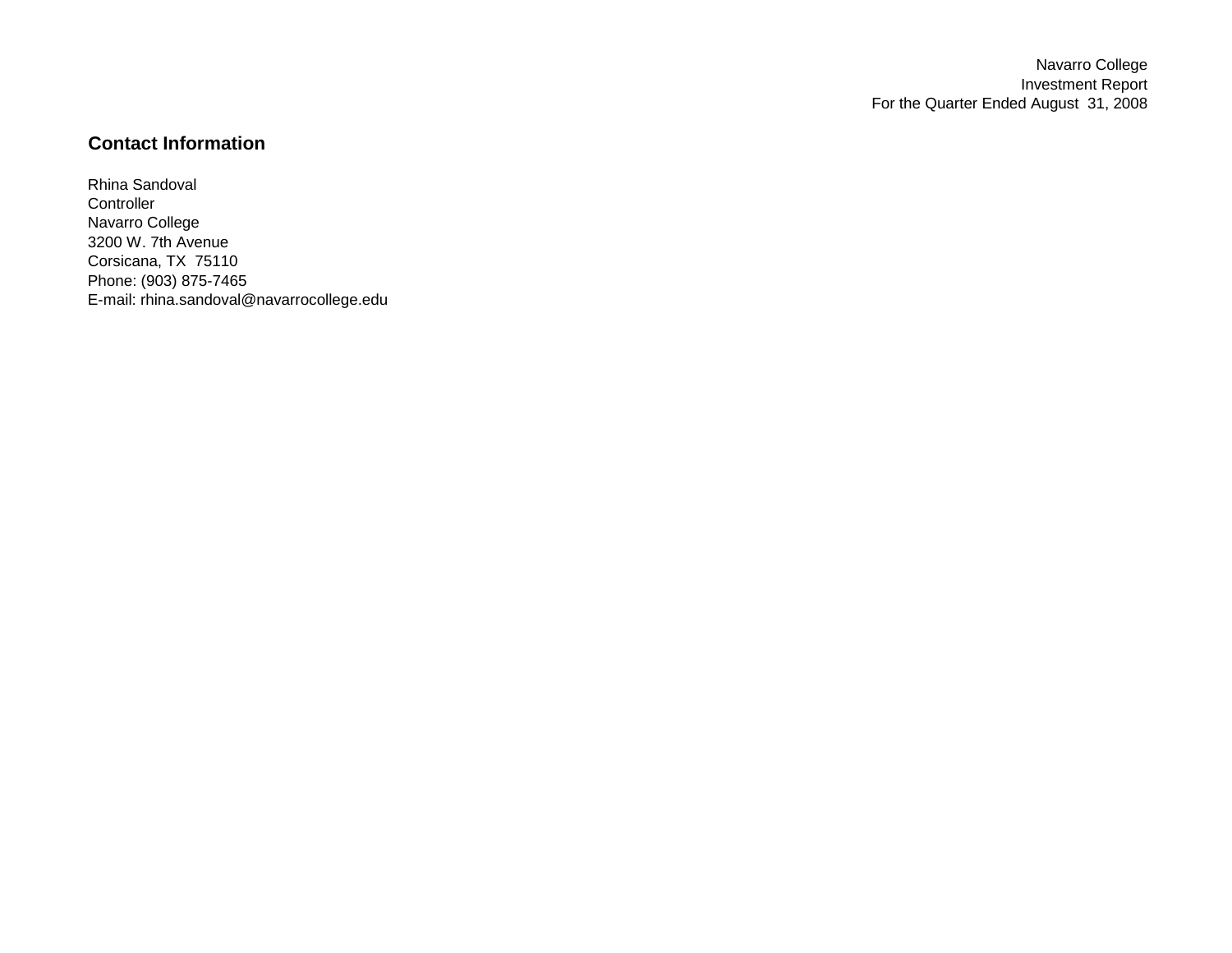Navarro College
Investment Report
For the Quarter Ended August 31, 2008

## Contact Information

Rhina Sandoval
Controller
Navarro College
3200 W. 7th Avenue
Corsicana, TX 75110
Phone: (903) 875-7465
E-mail: rhina.sandoval@navarrocollege.edu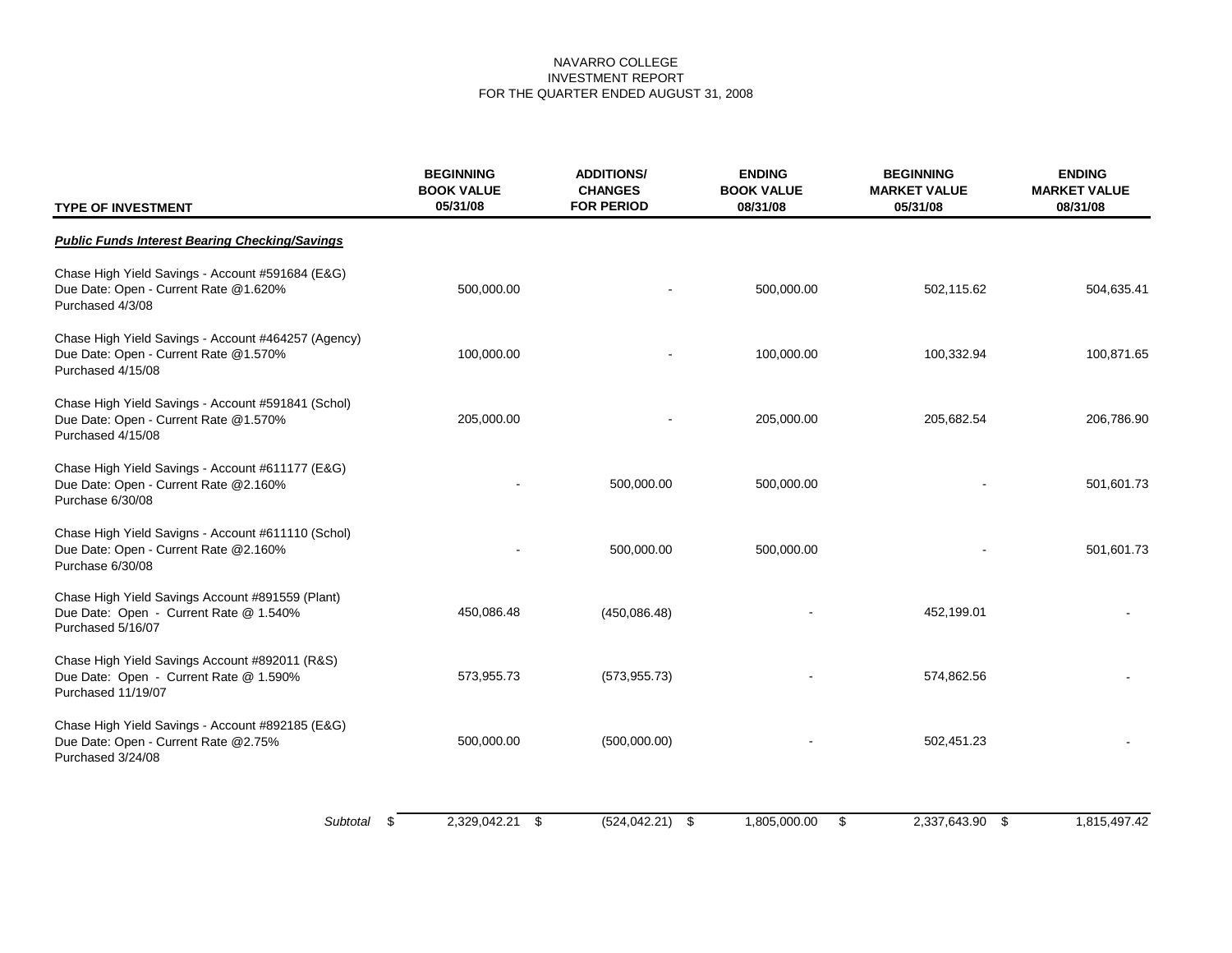NAVARRO COLLEGE
INVESTMENT REPORT
FOR THE QUARTER ENDED AUGUST 31, 2008

| TYPE OF INVESTMENT | BEGINNING BOOK VALUE 05/31/08 | ADDITIONS/ CHANGES FOR PERIOD | ENDING BOOK VALUE 08/31/08 | BEGINNING MARKET VALUE 05/31/08 | ENDING MARKET VALUE 08/31/08 |
|---|---|---|---|---|---|
| ***Public Funds Interest Bearing Checking/Savings*** | | | | | |
| Chase High Yield Savings - Account #591684 (E&G) Due Date: Open - Current Rate @1.620% Purchased 4/3/08 | 500,000.00 | - | 500,000.00 | 502,115.62 | 504,635.41 |
| Chase High Yield Savings - Account #464257 (Agency) Due Date: Open - Current Rate @1.570% Purchased 4/15/08 | 100,000.00 | - | 100,000.00 | 100,332.94 | 100,871.65 |
| Chase High Yield Savings - Account #591841 (Schol) Due Date: Open - Current Rate @1.570% Purchased 4/15/08 | 205,000.00 | - | 205,000.00 | 205,682.54 | 206,786.90 |
| Chase High Yield Savings - Account #611177 (E&G) Due Date: Open - Current Rate @2.160% Purchase 6/30/08 | - | 500,000.00 | 500,000.00 | - | 501,601.73 |
| Chase High Yield Savigns - Account #611110 (Schol) Due Date: Open - Current Rate @2.160% Purchase 6/30/08 | - | 500,000.00 | 500,000.00 | - | 501,601.73 |
| Chase High Yield Savings Account #891559 (Plant) Due Date: Open - Current Rate @ 1.540% Purchased 5/16/07 | 450,086.48 | (450,086.48) | - | 452,199.01 | - |
| Chase High Yield Savings Account #892011 (R&S) Due Date: Open - Current Rate @ 1.590% Purchased 11/19/07 | 573,955.73 | (573,955.73) | - | 574,862.56 | - |
| Chase High Yield Savings - Account #892185 (E&G) Due Date: Open - Current Rate @2.75% Purchased 3/24/08 | 500,000.00 | (500,000.00) | - | 502,451.23 | - |
| *Subtotal* | $ 2,329,042.21 | $ (524,042.21) | $ 1,805,000.00 | $ 2,337,643.90 | $ 1,815,497.42 |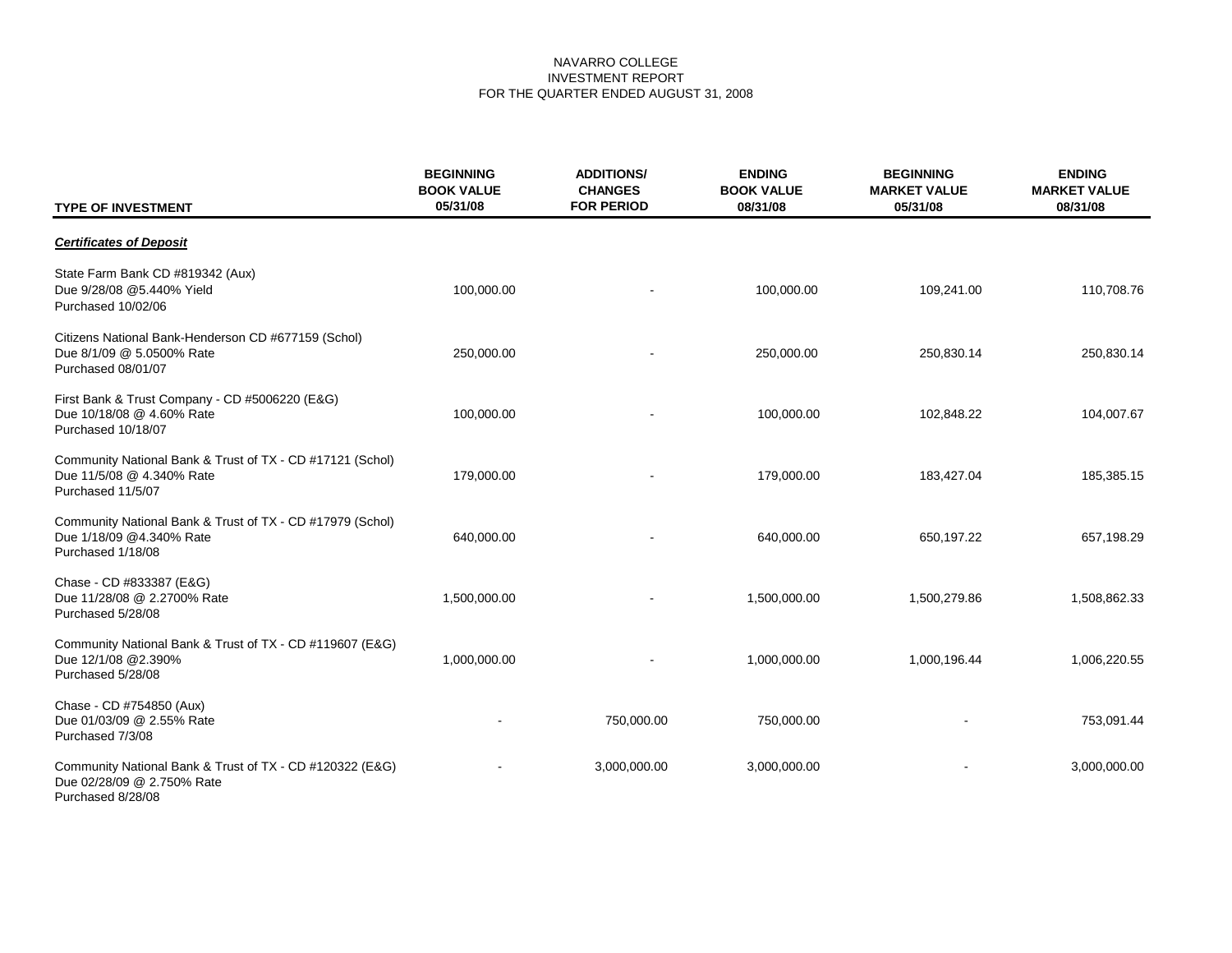NAVARRO COLLEGE
INVESTMENT REPORT
FOR THE QUARTER ENDED AUGUST 31, 2008

| TYPE OF INVESTMENT | BEGINNING BOOK VALUE 05/31/08 | ADDITIONS/ CHANGES FOR PERIOD | ENDING BOOK VALUE 08/31/08 | BEGINNING MARKET VALUE 05/31/08 | ENDING MARKET VALUE 08/31/08 |
|---|---|---|---|---|---|
| ***Certificates of Deposit*** | | | | | |
| State Farm Bank CD #819342 (Aux) Due 9/28/08 @5.440% Yield Purchased 10/02/06 | 100,000.00 | - | 100,000.00 | 109,241.00 | 110,708.76 |
| Citizens National Bank-Henderson CD #677159 (Schol) Due 8/1/09 @ 5.0500% Rate Purchased 08/01/07 | 250,000.00 | - | 250,000.00 | 250,830.14 | 250,830.14 |
| First Bank & Trust Company - CD #5006220 (E&G) Due 10/18/08 @ 4.60% Rate Purchased 10/18/07 | 100,000.00 | - | 100,000.00 | 102,848.22 | 104,007.67 |
| Community National Bank & Trust of TX - CD #17121 (Schol) Due 11/5/08 @ 4.340% Rate Purchased 11/5/07 | 179,000.00 | - | 179,000.00 | 183,427.04 | 185,385.15 |
| Community National Bank & Trust of TX - CD #17979 (Schol) Due 1/18/09 @4.340% Rate Purchased 1/18/08 | 640,000.00 | - | 640,000.00 | 650,197.22 | 657,198.29 |
| Chase - CD #833387 (E&G) Due 11/28/08 @ 2.2700% Rate Purchased 5/28/08 | 1,500,000.00 | - | 1,500,000.00 | 1,500,279.86 | 1,508,862.33 |
| Community National Bank & Trust of TX - CD #119607 (E&G) Due 12/1/08 @2.390% Purchased 5/28/08 | 1,000,000.00 | - | 1,000,000.00 | 1,000,196.44 | 1,006,220.55 |
| Chase - CD #754850 (Aux) Due 01/03/09 @ 2.55% Rate Purchased 7/3/08 | - | 750,000.00 | 750,000.00 | - | 753,091.44 |
| Community National Bank & Trust of TX - CD #120322 (E&G) Due 02/28/09 @ 2.750% Rate Purchased 8/28/08 | - | 3,000,000.00 | 3,000,000.00 | - | 3,000,000.00 |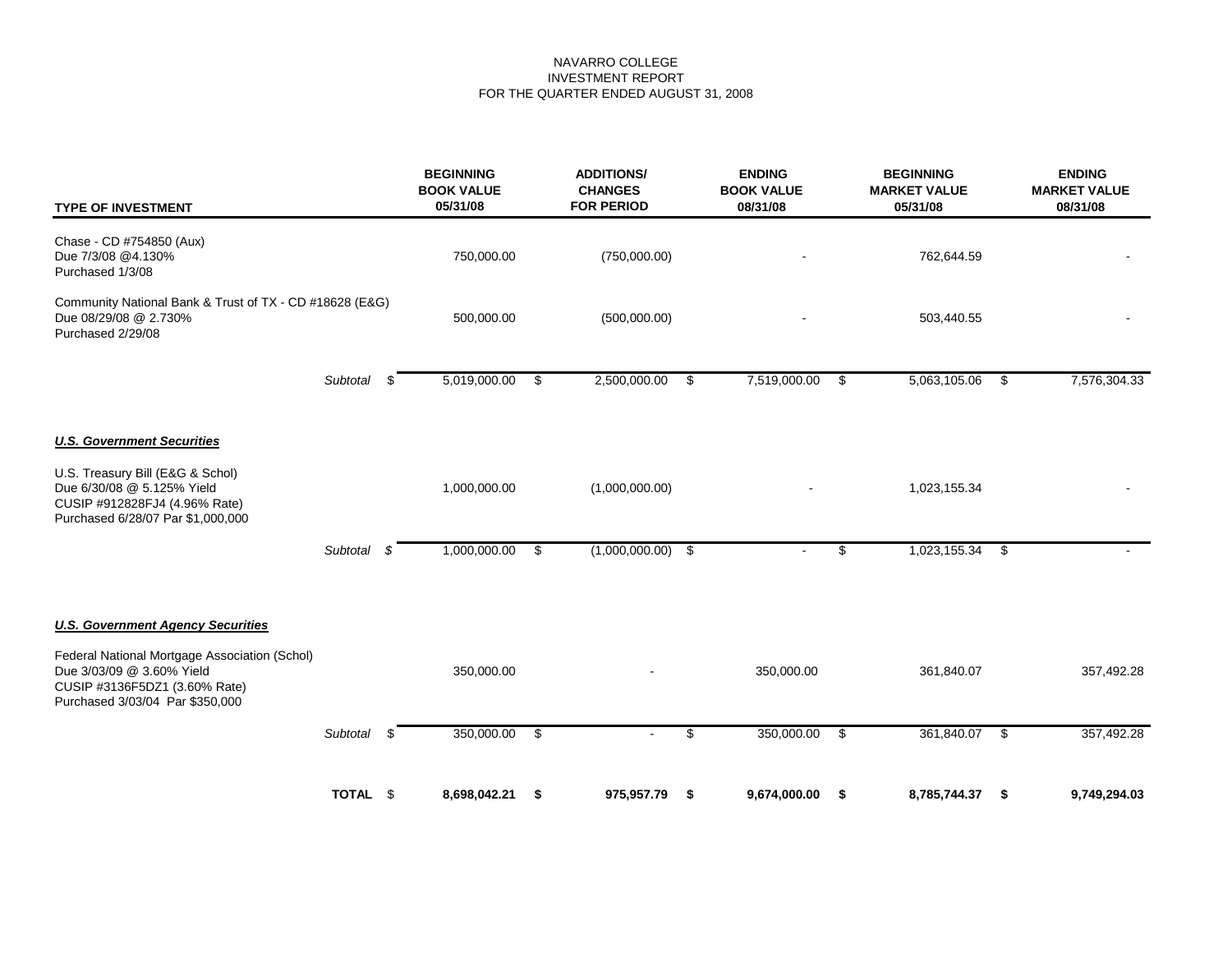NAVARRO COLLEGE
INVESTMENT REPORT
FOR THE QUARTER ENDED AUGUST 31, 2008

| TYPE OF INVESTMENT | | BEGINNING BOOK VALUE 05/31/08 | ADDITIONS/ CHANGES FOR PERIOD | ENDING BOOK VALUE 08/31/08 | BEGINNING MARKET VALUE 05/31/08 | ENDING MARKET VALUE 08/31/08 |
|---|---|---|---|---|---|---|
| Chase - CD #754850 (Aux)<br>Due 7/3/08 @4.130%<br>Purchased 1/3/08 | | 750,000.00 | (750,000.00) | - | 762,644.59 | - |
| Community National Bank & Trust of TX - CD #18628 (E&G)<br>Due 08/29/08 @ 2.730%<br>Purchased 2/29/08 | | 500,000.00 | (500,000.00) | - | 503,440.55 | - |
| | *Subtotal* | $ 5,019,000.00 | $ 2,500,000.00 | $ 7,519,000.00 | $ 5,063,105.06 | $ 7,576,304.33 |
| ***U.S. Government Securities*** | | | | | | |
| U.S. Treasury Bill (E&G & Schol)<br>Due 6/30/08 @ 5.125% Yield<br>CUSIP #912828FJ4 (4.96% Rate)<br>Purchased 6/28/07 Par $1,000,000 | | 1,000,000.00 | (1,000,000.00) | - | 1,023,155.34 | - |
| | *Subtotal* | $ 1,000,000.00 | $ (1,000,000.00) | $ - | $ 1,023,155.34 | $ - |
| ***U.S. Government Agency Securities*** | | | | | | |
| Federal National Mortgage Association (Schol)<br>Due 3/03/09 @ 3.60% Yield<br>CUSIP #3136F5DZ1 (3.60% Rate)<br>Purchased 3/03/04 Par $350,000 | | 350,000.00 | - | 350,000.00 | 361,840.07 | 357,492.28 |
| | *Subtotal* | $ 350,000.00 | $ - | $ 350,000.00 | $ 361,840.07 | $ 357,492.28 |
| | **TOTAL** | $ **8,698,042.21** | **$ 975,957.79** | **$ 9,674,000.00** | **$ 8,785,744.37** | **$ 9,749,294.03** |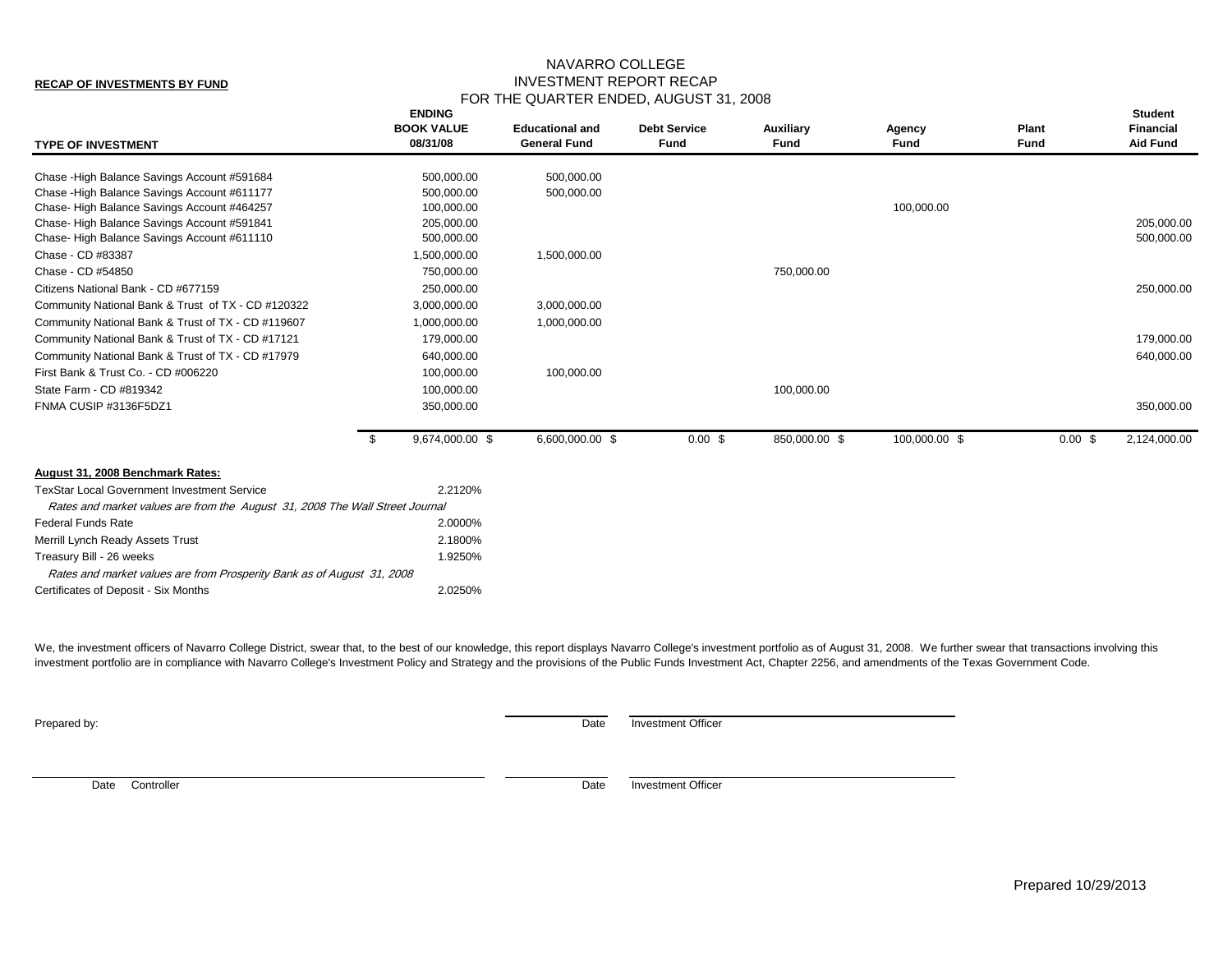**RECAP OF INVESTMENTS BY FUND**

# NAVARRO COLLEGE
## INVESTMENT REPORT RECAP
### FOR THE QUARTER ENDED, AUGUST 31, 2008

| TYPE OF INVESTMENT | ENDING BOOK VALUE 08/31/08 | Educational and General Fund | Debt Service Fund | Auxiliary Fund | Agency Fund | Plant Fund | Student Financial Aid Fund |
|---|---|---|---|---|---|---|---|
| Chase -High Balance Savings Account #591684 | 500,000.00 | 500,000.00 | | | | | |
| Chase -High Balance Savings Account #611177 | 500,000.00 | 500,000.00 | | | | | |
| Chase- High Balance Savings Account #464257 | 100,000.00 | | | | 100,000.00 | | |
| Chase- High Balance Savings Account #591841 | 205,000.00 | | | | | | 205,000.00 |
| Chase- High Balance Savings Account #611110 | 500,000.00 | | | | | | 500,000.00 |
| Chase - CD #83387 | 1,500,000.00 | 1,500,000.00 | | | | | |
| Chase - CD #54850 | 750,000.00 | | | 750,000.00 | | | |
| Citizens National Bank - CD #677159 | 250,000.00 | | | | | | 250,000.00 |
| Community National Bank & Trust of TX - CD #120322 | 3,000,000.00 | 3,000,000.00 | | | | | |
| Community National Bank & Trust of TX - CD #119607 | 1,000,000.00 | 1,000,000.00 | | | | | |
| Community National Bank & Trust of TX - CD #17121 | 179,000.00 | | | | | | 179,000.00 |
| Community National Bank & Trust of TX - CD #17979 | 640,000.00 | | | | | | 640,000.00 |
| First Bank & Trust Co. - CD #006220 | 100,000.00 | 100,000.00 | | | | | |
| State Farm - CD #819342 | 100,000.00 | | | 100,000.00 | | | |
| FNMA CUSIP #3136F5DZ1 | 350,000.00 | | | | | | 350,000.00 |
| | $ 9,674,000.00 | $ 6,600,000.00 | $ 0.00 | $ 850,000.00 | $ 100,000.00 | $ 0.00 | $ 2,124,000.00 |

**August 31, 2008 Benchmark Rates:**

| | |
|---|---|
| TexStar Local Government Investment Service | 2.2120% |
| *Rates and market values are from the August 31, 2008 The Wall Street Journal* | |
| Federal Funds Rate | 2.0000% |
| Merrill Lynch Ready Assets Trust | 2.1800% |
| Treasury Bill - 26 weeks | 1.9250% |
| *Rates and market values are from Prosperity Bank as of August 31, 2008* | |
| Certificates of Deposit - Six Months | 2.0250% |

We, the investment officers of Navarro College District, swear that, to the best of our knowledge, this report displays Navarro College's investment portfolio as of August 31, 2008. We further swear that transactions involving this investment portfolio are in compliance with Navarro College's Investment Policy and Strategy and the provisions of the Public Funds Investment Act, Chapter 2256, and amendments of the Texas Government Code.

Prepared by: ______________________ Date ______________________ Investment Officer

______________________ Date Controller ______________________ Date ______________________ Investment Officer

Prepared 10/29/2013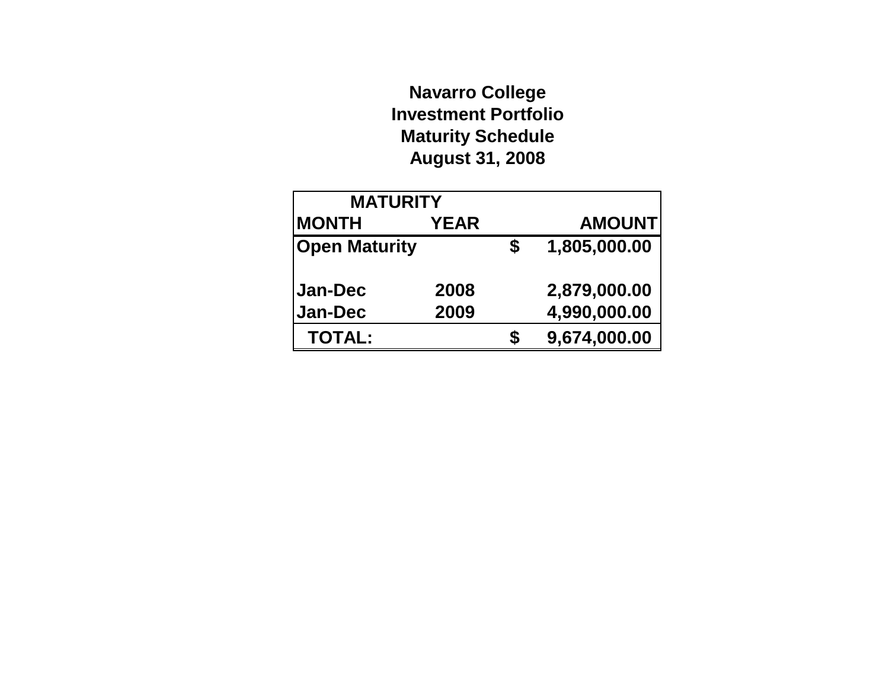**Navarro College**
**Investment Portfolio**
**Maturity Schedule**
**August 31, 2008**

| MATURITY | | |
|---|---|---|
| MONTH | YEAR | AMOUNT |
| Open Maturity | | $ 1,805,000.00 |
| | | |
| Jan-Dec | 2008 | 2,879,000.00 |
| Jan-Dec | 2009 | 4,990,000.00 |
| TOTAL: | | $ 9,674,000.00 |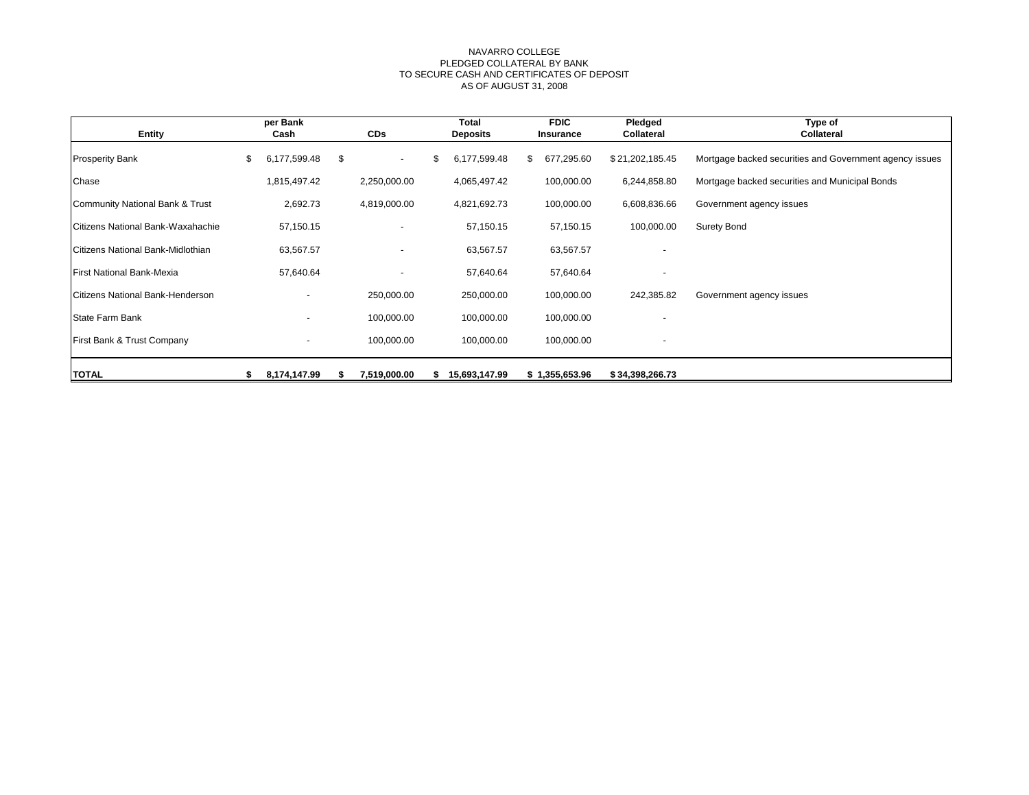NAVARRO COLLEGE
PLEDGED COLLATERAL BY BANK
TO SECURE CASH AND CERTIFICATES OF DEPOSIT
AS OF AUGUST 31, 2008

| Entity | per Bank Cash | CDs | Total Deposits | FDIC Insurance | Pledged Collateral | Type of Collateral |
|---|---|---|---|---|---|---|
| Prosperity Bank | $ 6,177,599.48 | $ - | $ 6,177,599.48 | $ 677,295.60 | $ 21,202,185.45 | Mortgage backed securities and Government agency issues |
| Chase | 1,815,497.42 | 2,250,000.00 | 4,065,497.42 | 100,000.00 | 6,244,858.80 | Mortgage backed securities and Municipal Bonds |
| Community National Bank & Trust | 2,692.73 | 4,819,000.00 | 4,821,692.73 | 100,000.00 | 6,608,836.66 | Government agency issues |
| Citizens National Bank-Waxahachie | 57,150.15 | - | 57,150.15 | 57,150.15 | 100,000.00 | Surety Bond |
| Citizens National Bank-Midlothian | 63,567.57 | - | 63,567.57 | 63,567.57 | - | |
| First National Bank-Mexia | 57,640.64 | - | 57,640.64 | 57,640.64 | - | |
| Citizens National Bank-Henderson | - | 250,000.00 | 250,000.00 | 100,000.00 | 242,385.82 | Government agency issues |
| State Farm Bank | - | 100,000.00 | 100,000.00 | 100,000.00 | - | |
| First Bank & Trust Company | - | 100,000.00 | 100,000.00 | 100,000.00 | - | |
| **TOTAL** | **$ 8,174,147.99** | **$ 7,519,000.00** | **$ 15,693,147.99** | **$ 1,355,653.96** | **$ 34,398,266.73** | |